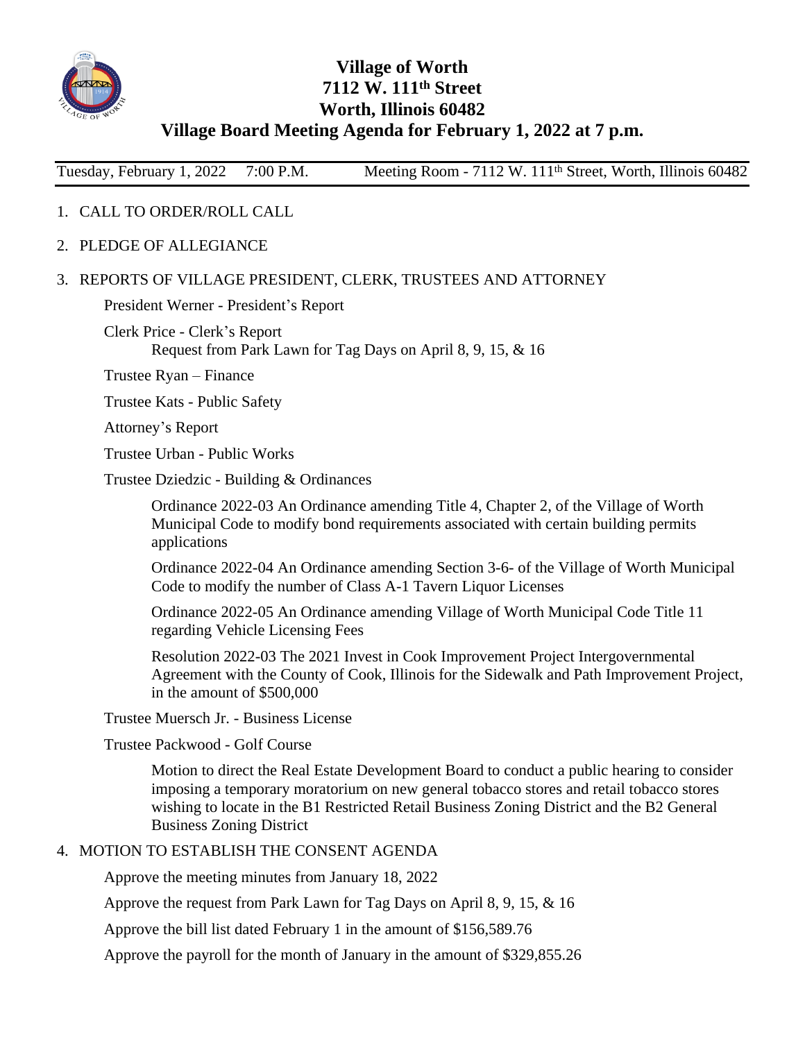# Village of Worth
## 7112 W. 111th Street
## Worth, Illinois 60482
## Village Board Meeting Agenda for February 1, 2022 at 7 p.m.

Tuesday, February 1, 2022 7:00 P.M. Meeting Room - 7112 W. 111th Street, Worth, Illinois 60482

1. CALL TO ORDER/ROLL CALL

2. PLEDGE OF ALLEGIANCE

3. REPORTS OF VILLAGE PRESIDENT, CLERK, TRUSTEES AND ATTORNEY

   President Werner - President's Report

   Clerk Price - Clerk's Report
   
   Request from Park Lawn for Tag Days on April 8, 9, 15, & 16

   Trustee Ryan – Finance

   Trustee Kats - Public Safety

   Attorney's Report

   Trustee Urban - Public Works

   Trustee Dziedzic - Building & Ordinances

   Ordinance 2022-03 An Ordinance amending Title 4, Chapter 2, of the Village of Worth Municipal Code to modify bond requirements associated with certain building permits applications

   Ordinance 2022-04 An Ordinance amending Section 3-6- of the Village of Worth Municipal Code to modify the number of Class A-1 Tavern Liquor Licenses

   Ordinance 2022-05 An Ordinance amending Village of Worth Municipal Code Title 11 regarding Vehicle Licensing Fees

   Resolution 2022-03 The 2021 Invest in Cook Improvement Project Intergovernmental Agreement with the County of Cook, Illinois for the Sidewalk and Path Improvement Project, in the amount of $500,000

   Trustee Muersch Jr. - Business License

   Trustee Packwood - Golf Course

   Motion to direct the Real Estate Development Board to conduct a public hearing to consider imposing a temporary moratorium on new general tobacco stores and retail tobacco stores wishing to locate in the B1 Restricted Retail Business Zoning District and the B2 General Business Zoning District

4. MOTION TO ESTABLISH THE CONSENT AGENDA

   Approve the meeting minutes from January 18, 2022

   Approve the request from Park Lawn for Tag Days on April 8, 9, 15, & 16

   Approve the bill list dated February 1 in the amount of $156,589.76

   Approve the payroll for the month of January in the amount of $329,855.26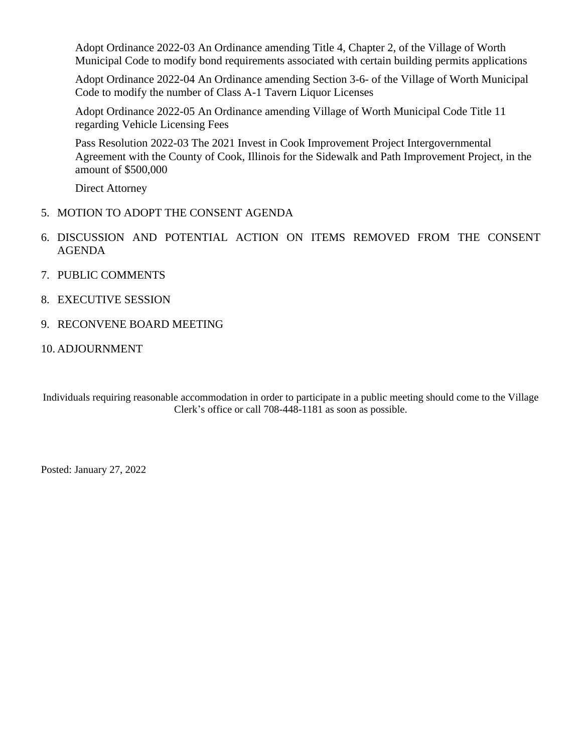Adopt Ordinance 2022-03 An Ordinance amending Title 4, Chapter 2, of the Village of Worth Municipal Code to modify bond requirements associated with certain building permits applications

Adopt Ordinance 2022-04 An Ordinance amending Section 3-6- of the Village of Worth Municipal Code to modify the number of Class A-1 Tavern Liquor Licenses

Adopt Ordinance 2022-05 An Ordinance amending Village of Worth Municipal Code Title 11 regarding Vehicle Licensing Fees

Pass Resolution 2022-03 The 2021 Invest in Cook Improvement Project Intergovernmental Agreement with the County of Cook, Illinois for the Sidewalk and Path Improvement Project, in the amount of $500,000

Direct Attorney

5. MOTION TO ADOPT THE CONSENT AGENDA
6. DISCUSSION AND POTENTIAL ACTION ON ITEMS REMOVED FROM THE CONSENT AGENDA
7. PUBLIC COMMENTS
8. EXECUTIVE SESSION
9. RECONVENE BOARD MEETING
10. ADJOURNMENT

Individuals requiring reasonable accommodation in order to participate in a public meeting should come to the Village Clerk's office or call 708-448-1181 as soon as possible.

Posted: January 27, 2022